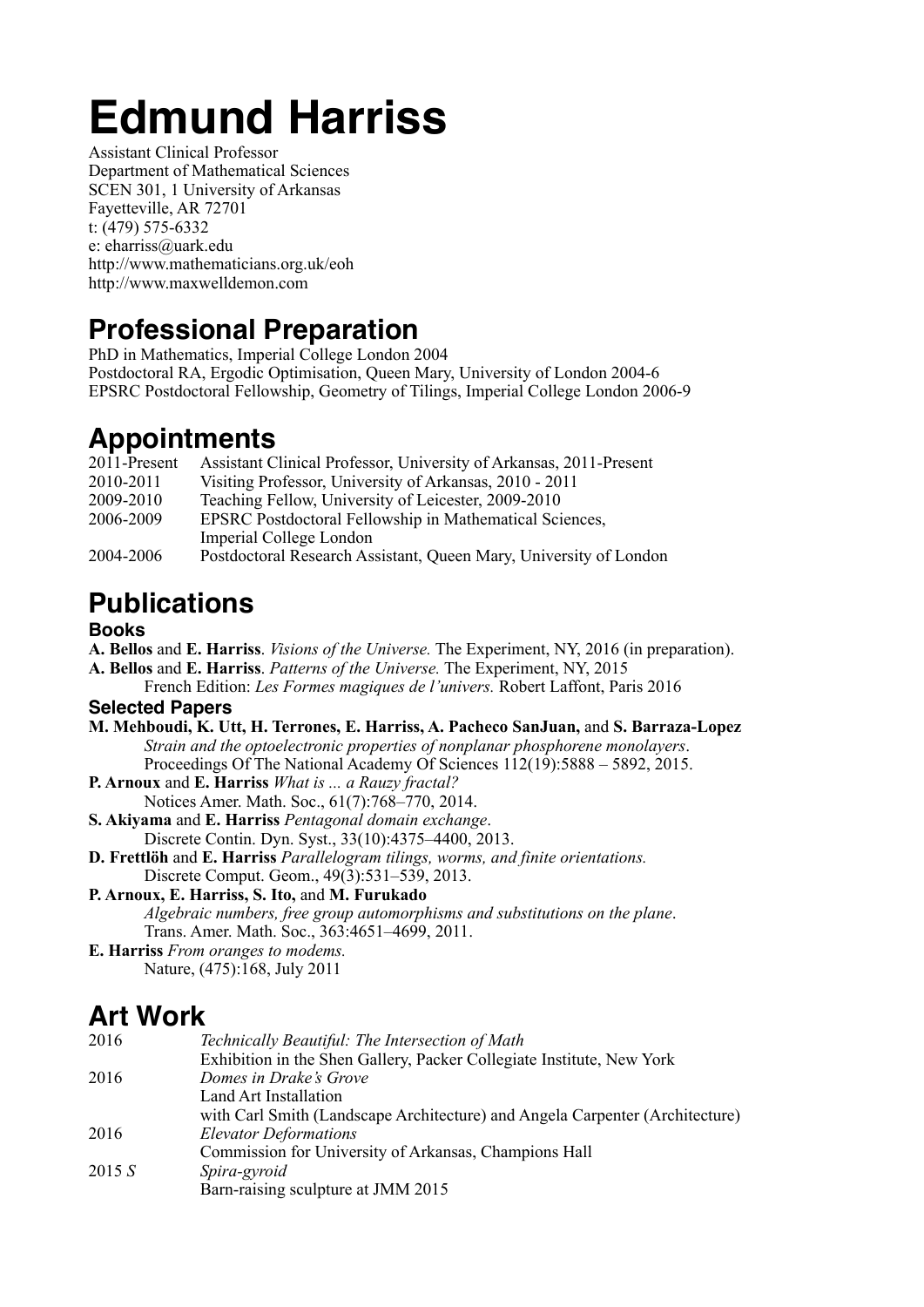# Edmund Harriss

Assistant Clinical Professor
Department of Mathematical Sciences
SCEN 301, 1 University of Arkansas
Fayetteville, AR 72701
t: (479) 575-6332
e: eharriss@uark.edu
http://www.mathematicians.org.uk/eoh
http://www.maxwelldemon.com

## Professional Preparation

PhD in Mathematics, Imperial College London 2004
Postdoctoral RA, Ergodic Optimisation, Queen Mary, University of London 2004-6
EPSRC Postdoctoral Fellowship, Geometry of Tilings, Imperial College London 2006-9

## Appointments

| | |
|---|---|
| 2011-Present | Assistant Clinical Professor, University of Arkansas, 2011-Present |
| 2010-2011 | Visiting Professor, University of Arkansas, 2010 - 2011 |
| 2009-2010 | Teaching Fellow, University of Leicester, 2009-2010 |
| 2006-2009 | EPSRC Postdoctoral Fellowship in Mathematical Sciences, Imperial College London |
| 2004-2006 | Postdoctoral Research Assistant, Queen Mary, University of London |

## Publications

### Books

**A. Bellos** and **E. Harriss**. *Visions of the Universe.* The Experiment, NY, 2016 (in preparation).

**A. Bellos** and **E. Harriss**. *Patterns of the Universe.* The Experiment, NY, 2015
French Edition: *Les Formes magiques de l'univers.* Robert Laffont, Paris 2016

### Selected Papers

**M. Mehboudi, K. Utt, H. Terrones, E. Harriss, A. Pacheco SanJuan,** and **S. Barraza-Lopez**
*Strain and the optoelectronic properties of nonplanar phosphorene monolayers*.
Proceedings Of The National Academy Of Sciences 112(19):5888 – 5892, 2015.

**P. Arnoux** and **E. Harriss** *What is ... a Rauzy fractal?*
Notices Amer. Math. Soc., 61(7):768–770, 2014.

**S. Akiyama** and **E. Harriss** *Pentagonal domain exchange*.
Discrete Contin. Dyn. Syst., 33(10):4375–4400, 2013.

**D. Frettlöh** and **E. Harriss** *Parallelogram tilings, worms, and finite orientations.*
Discrete Comput. Geom., 49(3):531–539, 2013.

**P. Arnoux, E. Harriss, S. Ito,** and **M. Furukado**
*Algebraic numbers, free group automorphisms and substitutions on the plane*.
Trans. Amer. Math. Soc., 363:4651–4699, 2011.

**E. Harriss** *From oranges to modems.*
Nature, (475):168, July 2011

## Art Work

| | |
|---|---|
| 2016 | *Technically Beautiful: The Intersection of Math* Exhibition in the Shen Gallery, Packer Collegiate Institute, New York |
| 2016 | *Domes in Drake's Grove* Land Art Installation with Carl Smith (Landscape Architecture) and Angela Carpenter (Architecture) |
| 2016 | *Elevator Deformations* Commission for University of Arkansas, Champions Hall |
| 2015 *S* | *Spira-gyroid* Barn-raising sculpture at JMM 2015 |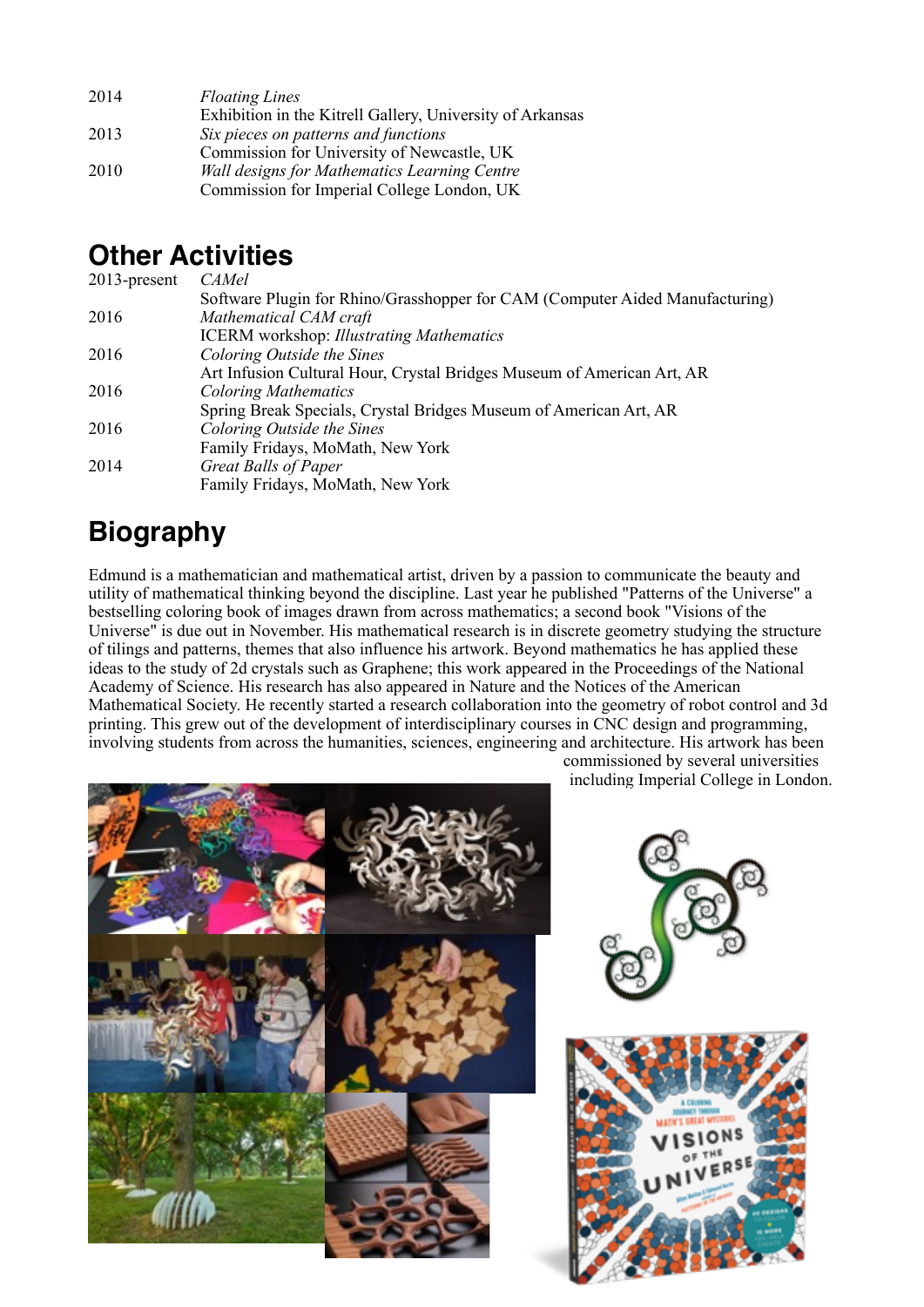| | |
|---|---|
| 2014 | *Floating Lines*<br>Exhibition in the Kitrell Gallery, University of Arkansas |
| 2013 | *Six pieces on patterns and functions*<br>Commission for University of Newcastle, UK |
| 2010 | *Wall designs for Mathematics Learning Centre*<br>Commission for Imperial College London, UK |

## Other Activities

| | |
|---|---|
| 2013-present | *CAMel*<br>Software Plugin for Rhino/Grasshopper for CAM (Computer Aided Manufacturing) |
| 2016 | *Mathematical CAM craft*<br>ICERM workshop: *Illustrating Mathematics* |
| 2016 | *Coloring Outside the Sines*<br>Art Infusion Cultural Hour, Crystal Bridges Museum of American Art, AR |
| 2016 | *Coloring Mathematics*<br>Spring Break Specials, Crystal Bridges Museum of American Art, AR |
| 2016 | *Coloring Outside the Sines*<br>Family Fridays, MoMath, New York |
| 2014 | *Great Balls of Paper*<br>Family Fridays, MoMath, New York |

## Biography

Edmund is a mathematician and mathematical artist, driven by a passion to communicate the beauty and utility of mathematical thinking beyond the discipline. Last year he published "Patterns of the Universe" a bestselling coloring book of images drawn from across mathematics; a second book "Visions of the Universe" is due out in November. His mathematical research is in discrete geometry studying the structure of tilings and patterns, themes that also influence his artwork. Beyond mathematics he has applied these ideas to the study of 2d crystals such as Graphene; this work appeared in the Proceedings of the National Academy of Science. His research has also appeared in Nature and the Notices of the American Mathematical Society. He recently started a research collaboration into the geometry of robot control and 3d printing. This grew out of the development of interdisciplinary courses in CNC design and programming, involving students from across the humanities, sciences, engineering and architecture. His artwork has been commissioned by several universities including Imperial College in London.